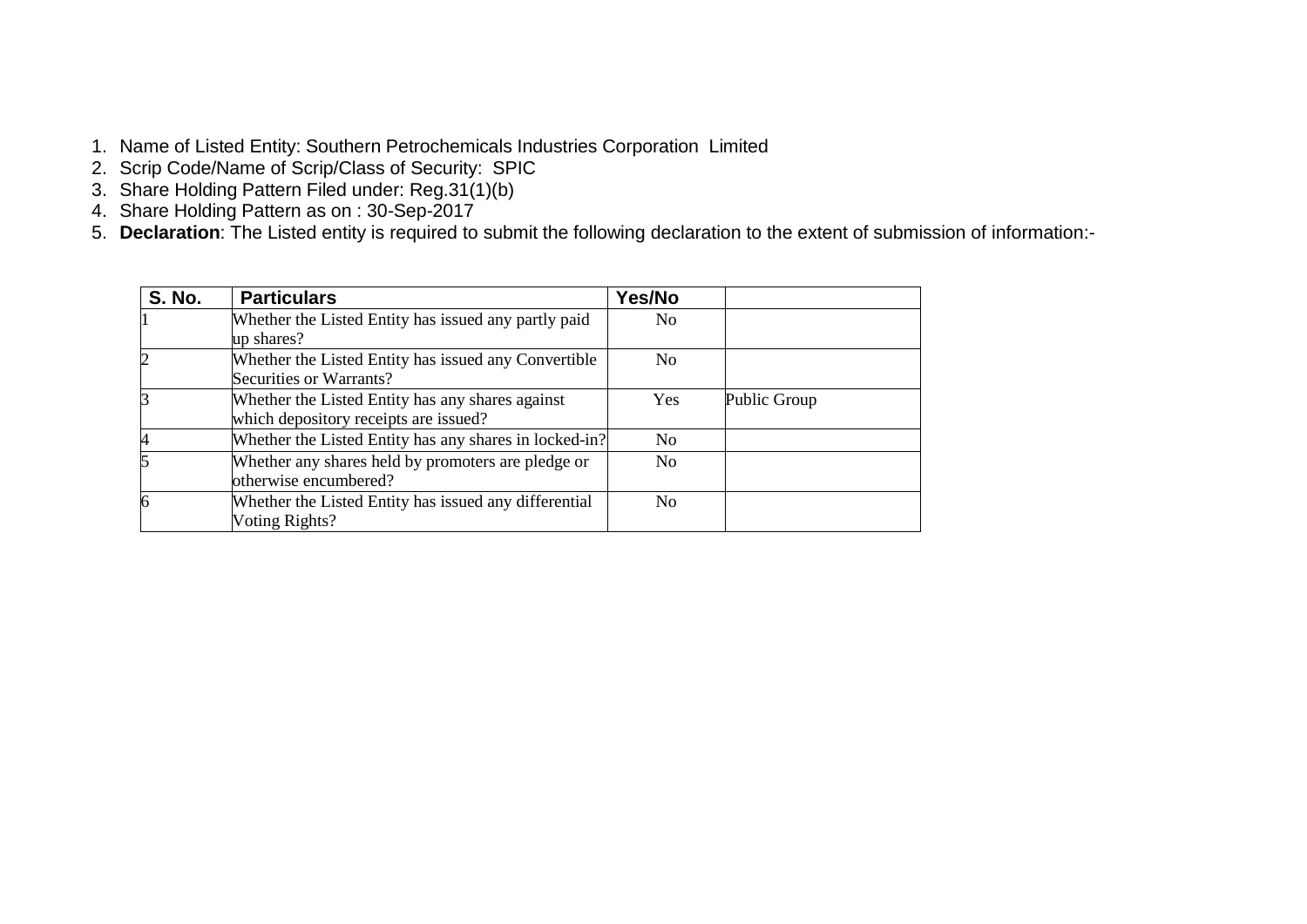1. Name of Listed Entity: Southern Petrochemicals Industries Corporation Limited
2. Scrip Code/Name of Scrip/Class of Security: SPIC
3. Share Holding Pattern Filed under: Reg.31(1)(b)
4. Share Holding Pattern as on : 30-Sep-2017
5. **Declaration**: The Listed entity is required to submit the following declaration to the extent of submission of information:-

| S. No. | Particulars | Yes/No | |
|---|---|---|---|
| 1 | Whether the Listed Entity has issued any partly paid up shares? | No | |
| 2 | Whether the Listed Entity has issued any Convertible Securities or Warrants? | No | |
| 3 | Whether the Listed Entity has any shares against which depository receipts are issued? | Yes | Public Group |
| 4 | Whether the Listed Entity has any shares in locked-in? | No | |
| 5 | Whether any shares held by promoters are pledge or otherwise encumbered? | No | |
| 6 | Whether the Listed Entity has issued any differential Voting Rights? | No | |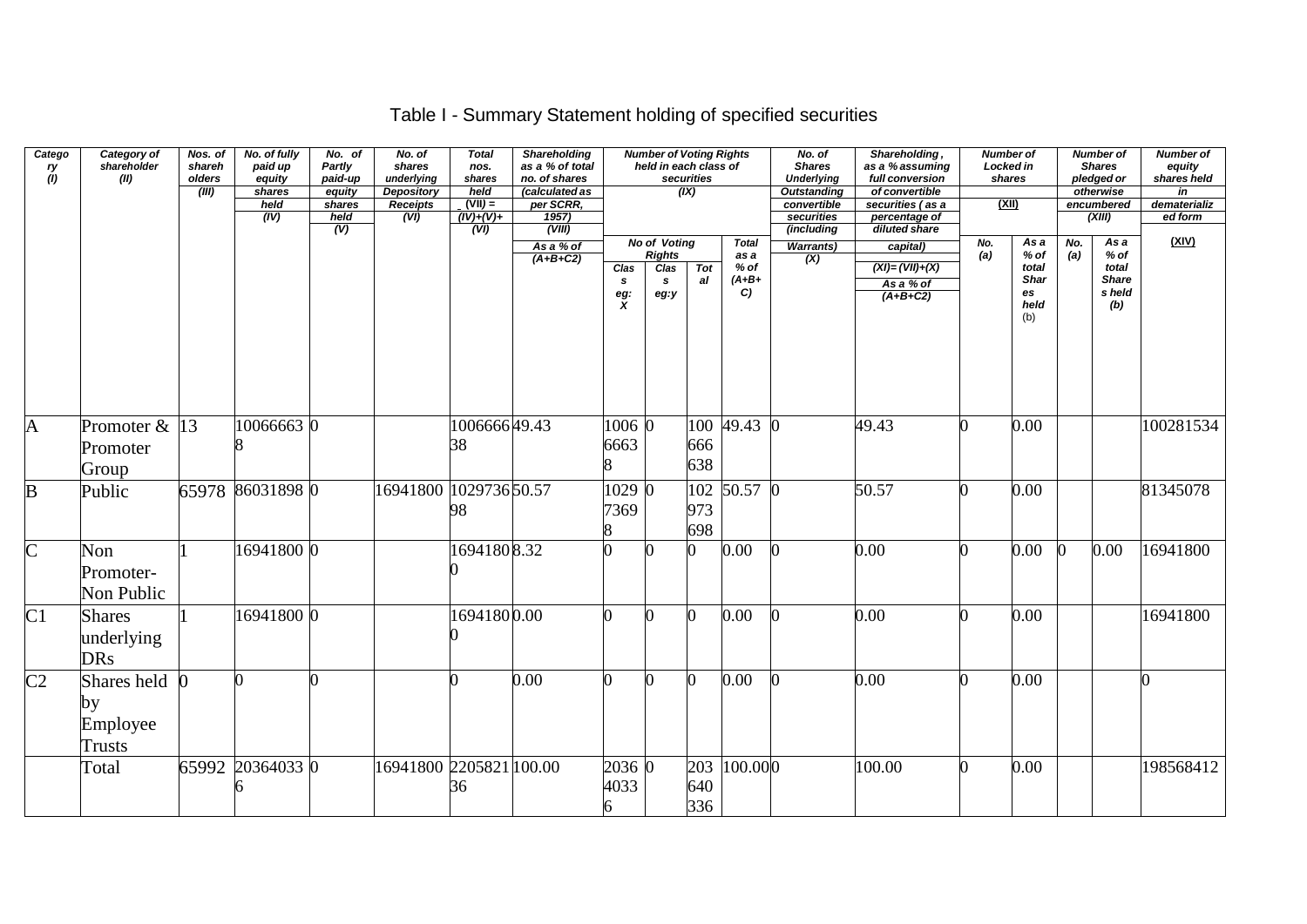# Table I - Summary Statement holding of specified securities

| Category (I) | Category of shareholder (II) | Nos. of shareholders (III) | No. of fully paid up equity shares held (IV) | No. of Partly paid-up equity shares held (V) | No. of shares underlying Depository Receipts (VI) | Total nos. shares held (VII) = (IV)+(V)+ (VI) | Shareholding as a % of total no. of shares (calculated as per SCRR, 1957) (VIII) As a % of (A+B+C2) | Number of Voting Rights held in each class of securities (IX) | | | | No. of Shares Underlying Outstanding convertible securities (including Warrants) (X) | Shareholding, as a % assuming full conversion of convertible securities ( as a percentage of diluted share capital) (XI)= (VII)+(X) As a % of (A+B+C2) | Number of Locked in shares (XII) | | Number of Shares pledged or otherwise encumbered (XIII) | | Number of equity shares held in dematerialized form (XIV) |
|---|---|---|---|---|---|---|---|---|---|---|---|---|---|---|---|---|---|---|
| | | | | | | | | No of Voting Rights | | | Total as a % of (A+B+C) | | | No. (a) | As a % of total Shares held (b) | No. (a) | As a % of total Shares held (b) | |
| | | | | | | | | Class eg: X | Class eg:y | Total | | | | | | | | |
| A | Promoter & Promoter Group | 13 | 100666638 | 0 | | 100666638 | 49.43 | 100666638 | 0 | 100666638 | 49.43 | 0 | 49.43 | 0 | 0.00 | | | 100281534 |
| B | Public | 65978 | 86031898 | 0 | 16941800 | 102973698 | 50.57 | 102973698 | 0 | 102973698 | 50.57 | 0 | 50.57 | 0 | 0.00 | | | 81345078 |
| C | Non Promoter-Non Public | 1 | 16941800 | 0 | | 16941800 | 8.32 | 0 | 0 | 0 | 0.00 | 0 | 0.00 | 0 | 0.00 | 0 | 0.00 | 16941800 |
| C1 | Shares underlying DRs | 1 | 16941800 | 0 | | 16941800 | 0.00 | 0 | 0 | 0 | 0.00 | 0 | 0.00 | 0 | 0.00 | | | 16941800 |
| C2 | Shares held by Employee Trusts | 0 | 0 | 0 | | 0 | 0.00 | 0 | 0 | 0 | 0.00 | 0 | 0.00 | 0 | 0.00 | | | 0 |
| | Total | 65992 | 203640336 | 0 | 16941800 | 220582136 | 100.00 | 203640336 | 0 | 203640336 | 100.00 | 0 | 100.00 | 0 | 0.00 | | | 198568412 |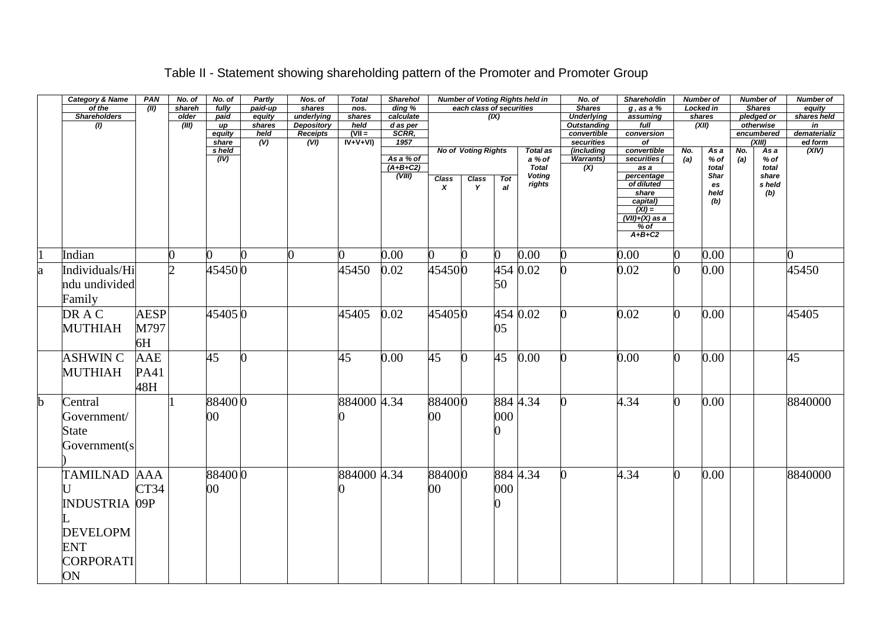Table II - Statement showing shareholding pattern of the Promoter and Promoter Group

| | Category & Name of the Shareholders (I) | PAN (II) | No. of shareholder (III) | No. of fully paid up equity share s held (IV) | Partly paid-up equity shares held (V) | Nos. of shares underlying Depository Receipts (VI) | Total nos. shares held (VII = IV+V+VI) | Shareholding % calculated as per SCRR, 1957 As a % of (A+B+C2) (VIII) | Number of Voting Rights held in each class of securities (IX) | | | | No. of Shares Underlying Outstanding convertible securities (including Warrants) (X) | Shareholding , as a % assuming full conversion of convertible securities ( as a percentage of diluted share capital) (XI) = (VII)+(X) as a % of A+B+C2 | Number of Locked in shares (XII) | | Number of Shares pledged or otherwise encumbered (XIII) | | Number of equity shares held in dematerialized form (XIV) |
|---|---|---|---|---|---|---|---|---|---|---|---|---|---|---|---|---|---|---|---|
| | | | | | | | | | No of Voting Rights | | | Total as a % of Total Voting rights | | | No. (a) | As a % of total Shares held (b) | No. (a) | As a % of total shares held (b) | |
| | | | | | | | | | Class X | Class Y | Total | | | | | | | | |
| 1 | Indian | | 0 | 0 | 0 | 0 | 0 | 0.00 | 0 | 0 | 0 | 0.00 | 0 | 0.00 | 0 | 0.00 | | | 0 |
| a | Individuals/Hindu undivided Family | | 2 | 45450 | 0 | | 45450 | 0.02 | 45450 | 0 | 45450 | 0.02 | 0 | 0.02 | 0 | 0.00 | | | 45450 |
| | DR A C MUTHIAH | AESPM7976H | | 45405 | 0 | | 45405 | 0.02 | 45405 | 0 | 45405 | 0.02 | 0 | 0.02 | 0 | 0.00 | | | 45405 |
| | ASHWIN C MUTHIAH | AAEPA4148H | | 45 | 0 | | 45 | 0.00 | 45 | 0 | 45 | 0.00 | 0 | 0.00 | 0 | 0.00 | | | 45 |
| b | Central Government/ State Government(s) | | 1 | 8840000 | 0 | | 8840000 | 4.34 | 8840000 | 0 | 8840000 | 4.34 | 0 | 4.34 | 0 | 0.00 | | | 8840000 |
| | TAMILNADU INDUSTRIAL DEVELOPMENT CORPORATION | AAACT3409P | | 8840000 | 0 | | 8840000 | 4.34 | 8840000 | 0 | 8840000 | 4.34 | 0 | 4.34 | 0 | 0.00 | | | 8840000 |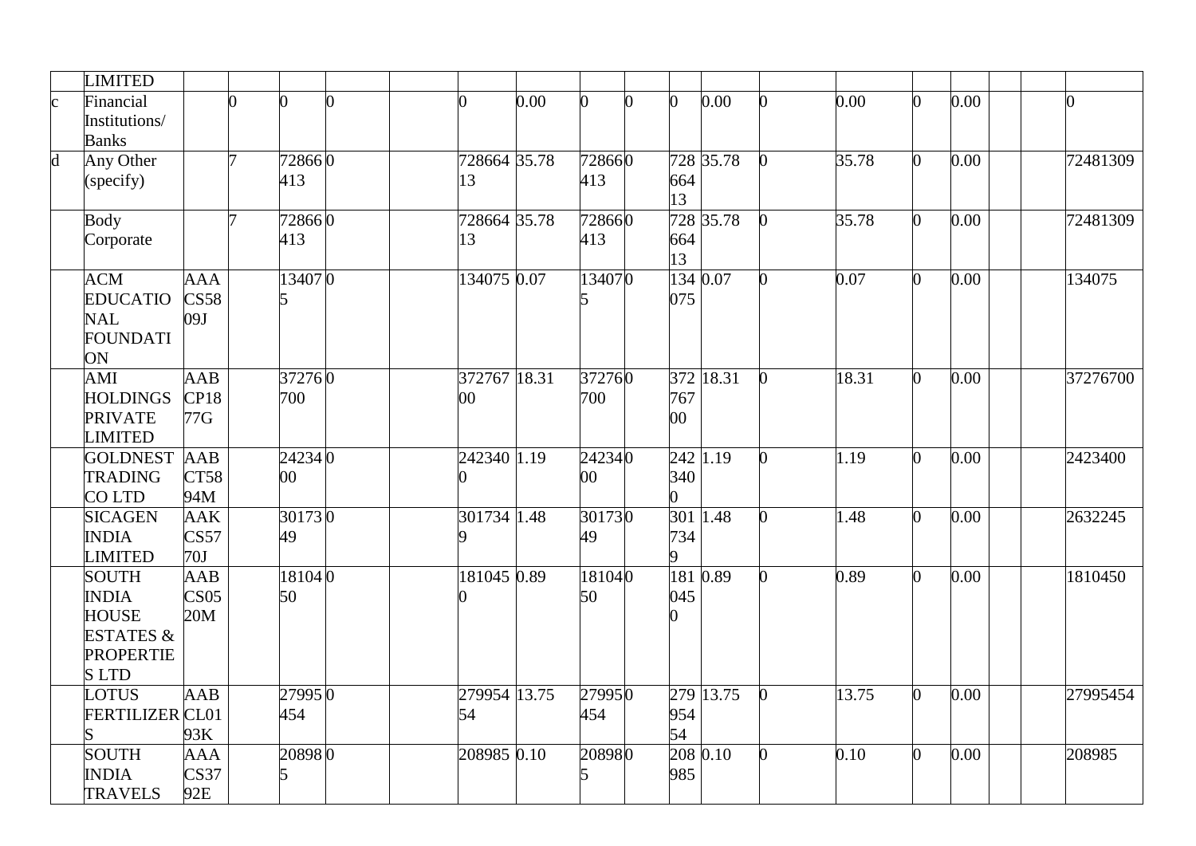| | | | | | | | | | | | | | | | | | | | | |
|---|---|---|---|---|---|---|---|---|---|---|---|---|---|---|---|---|---|---|---|---|
| | LIMITED | | | | | | | | | | | | | | | | | | | |
| c | Financial Institutions/ Banks | | 0 | 0 | 0 | | 0 | 0.00 | 0 | 0 | 0 | 0.00 | 0 | 0.00 | 0 | 0.00 | | | 0 |
| d | Any Other (specify) | | 7 | 72866413 | 0 | | 72866413 | 35.78 | 72866413 | 0 | 72866413 | 35.78 | 0 | 35.78 | 0 | 0.00 | | | 72481309 |
| | Body Corporate | | 7 | 72866413 | 0 | | 72866413 | 35.78 | 72866413 | 0 | 72866413 | 35.78 | 0 | 35.78 | 0 | 0.00 | | | 72481309 |
| | ACM EDUCATIONAL FOUNDATION | AAACS5809J | | 134075 | 0 | | 134075 | 0.07 | 134075 | 0 | 134075 | 0.07 | 0 | 0.07 | 0 | 0.00 | | | 134075 |
| | AMI HOLDINGS PRIVATE LIMITED | AABCP1877G | | 37276700 | 0 | | 37276700 | 18.31 | 37276700 | 0 | 37276700 | 18.31 | 0 | 18.31 | 0 | 0.00 | | | 37276700 |
| | GOLDNEST TRADING CO LTD | AABCT5894M | | 2423400 | 0 | | 2423400 | 1.19 | 2423400 | 0 | 2423400 | 1.19 | 0 | 1.19 | 0 | 0.00 | | | 2423400 |
| | SICAGEN INDIA LIMITED | AAKCS5770J | | 3017349 | 0 | | 3017349 | 1.48 | 3017349 | 0 | 3017349 | 1.48 | 0 | 1.48 | 0 | 0.00 | | | 2632245 |
| | SOUTH INDIA HOUSE ESTATES & PROPERTIES LTD | AABCS0520M | | 1810450 | 0 | | 1810450 | 0.89 | 1810450 | 0 | 1810450 | 0.89 | 0 | 0.89 | 0 | 0.00 | | | 1810450 |
| | LOTUS FERTILIZERS | AABCL0193K | | 27995454 | 0 | | 27995454 | 13.75 | 27995454 | 0 | 27995454 | 13.75 | 0 | 13.75 | 0 | 0.00 | | | 27995454 |
| | SOUTH INDIA TRAVELS | AAACS3792E | | 208985 | 0 | | 208985 | 0.10 | 208985 | 0 | 208985 | 0.10 | 0 | 0.10 | 0 | 0.00 | | | 208985 |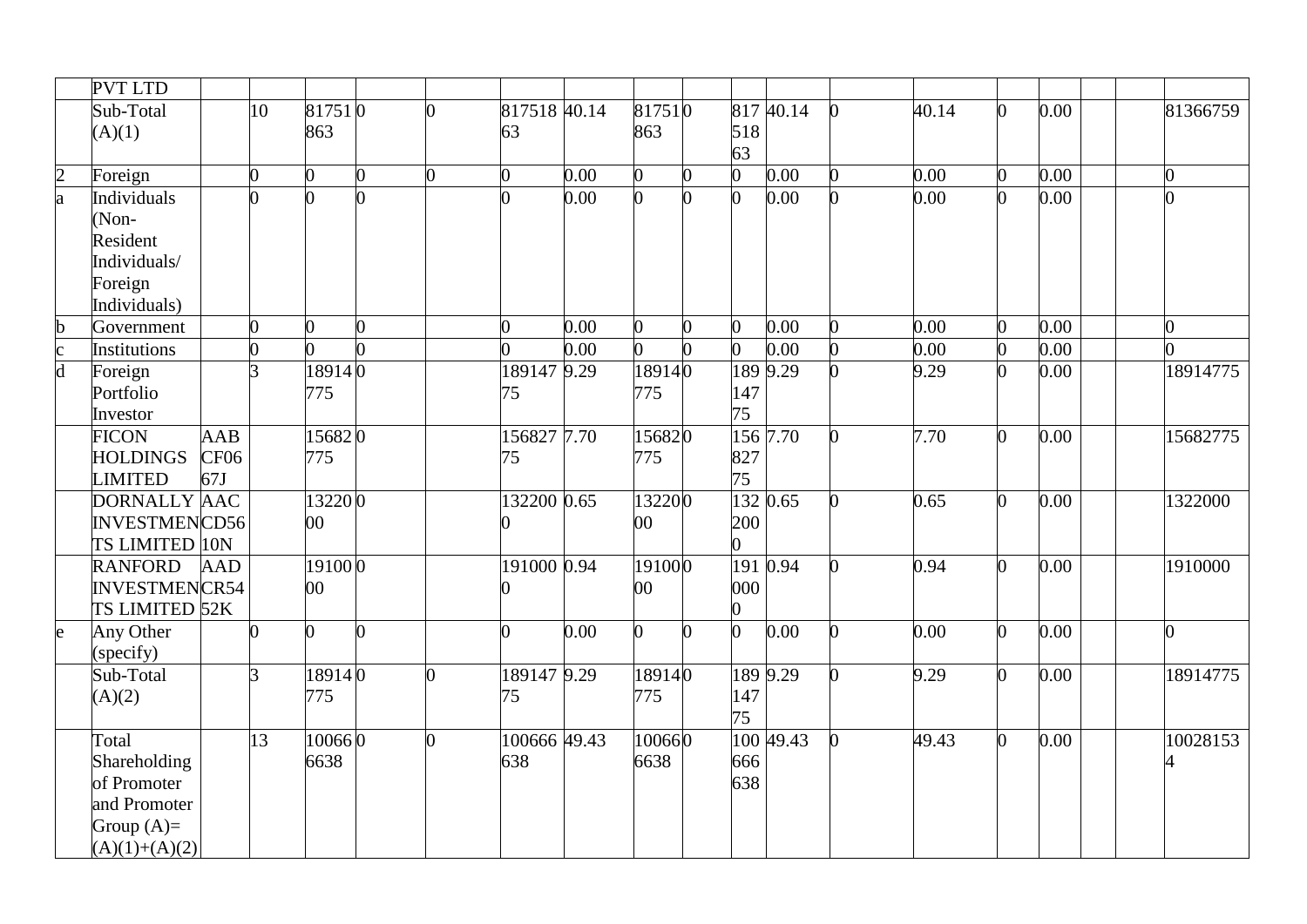| | | | | | | | | | | | | | | | | | | | |
|---|---|---|---|---|---|---|---|---|---|---|---|---|---|---|---|---|---|---|---|
| | PVT LTD | | | | | | | | | | | | | | | | | | |
| | Sub-Total (A)(1) | | 10 | 81751863 | 0 | 0 | 81751863 | 40.14 | 81751863 | 0 | 81751863 | 40.14 | 0 | 40.14 | 0 | 0.00 | | | 81366759 |
| 2 | Foreign | | 0 | 0 | 0 | 0 | 0 | 0.00 | 0 | 0 | 0 | 0.00 | 0 | 0.00 | 0 | 0.00 | | | 0 |
| a | Individuals (Non-Resident Individuals/ Foreign Individuals) | | 0 | 0 | 0 | | 0 | 0.00 | 0 | 0 | 0 | 0.00 | 0 | 0.00 | 0 | 0.00 | | | 0 |
| b | Government | | 0 | 0 | 0 | | 0 | 0.00 | 0 | 0 | 0 | 0.00 | 0 | 0.00 | 0 | 0.00 | | | 0 |
| c | Institutions | | 0 | 0 | 0 | | 0 | 0.00 | 0 | 0 | 0 | 0.00 | 0 | 0.00 | 0 | 0.00 | | | 0 |
| d | Foreign Portfolio Investor | | 3 | 18914775 | 0 | | 18914775 | 9.29 | 18914775 | 0 | 18914775 | 9.29 | 0 | 9.29 | 0 | 0.00 | | | 18914775 |
| | FICON HOLDINGS LIMITED | AABCF0667J | | 15682775 | 0 | | 15682775 | 7.70 | 15682775 | 0 | 15682775 | 7.70 | 0 | 7.70 | 0 | 0.00 | | | 15682775 |
| | DORNALLY INVESTMENTS LIMITED | AACCD5610N | | 1322000 | 0 | | 1322000 | 0.65 | 1322000 | 0 | 1322000 | 0.65 | 0 | 0.65 | 0 | 0.00 | | | 1322000 |
| | RANFORD INVESTMENTS LIMITED | AADCR5452K | | 1910000 | 0 | | 1910000 | 0.94 | 1910000 | 0 | 1910000 | 0.94 | 0 | 0.94 | 0 | 0.00 | | | 1910000 |
| e | Any Other (specify) | | 0 | 0 | 0 | | 0 | 0.00 | 0 | 0 | 0 | 0.00 | 0 | 0.00 | 0 | 0.00 | | | 0 |
| | Sub-Total (A)(2) | | 3 | 18914775 | 0 | 0 | 18914775 | 9.29 | 18914775 | 0 | 18914775 | 9.29 | 0 | 9.29 | 0 | 0.00 | | | 18914775 |
| | Total Shareholding of Promoter and Promoter Group (A)=(A)(1)+(A)(2) | | 13 | 100666638 | 0 | 0 | 100666638 | 49.43 | 100666638 | 0 | 100666638 | 49.43 | 0 | 49.43 | 0 | 0.00 | | | 100281534 |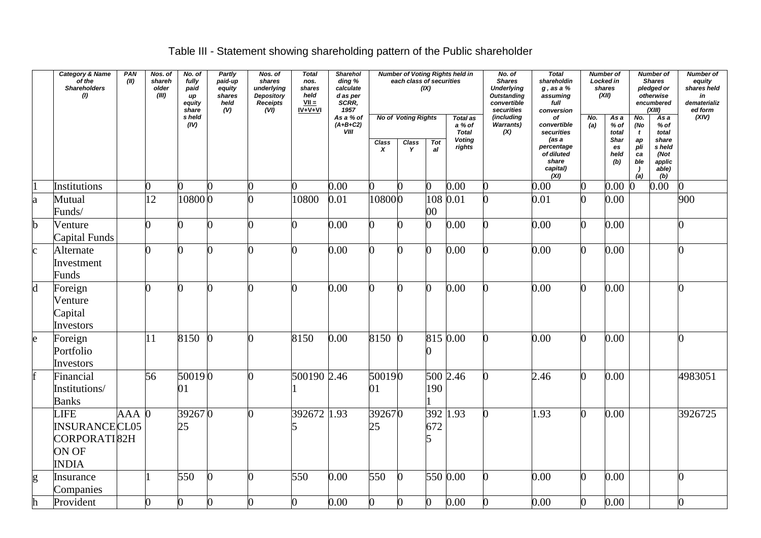# Table III - Statement showing shareholding pattern of the Public shareholder

| | Category & Name of the Shareholders (I) | PAN (II) | Nos. of shareholder (III) | No. of fully paid up equity shares held (IV) | Partly paid-up equity shares held (V) | Nos. of shares underlying Depository Receipts (VI) | Total nos. shares held VII = IV+V+VI | Shareholding % calculated as per SCRR, 1957 As a % of (A+B+C2) VIII | Number of Voting Rights held in each class of securities (IX) | | | | No. of Shares Underlying Outstanding convertible securities (including Warrants) (X) | Total shareholding , as a % assuming full conversion of convertible securities (as a percentage of diluted share capital) (XI) | Number of Locked in shares (XII) | | Number of Shares pledged or otherwise encumbered (XIII) | | Number of equity shares held in dematerialized form (XIV) |
|---|---|---|---|---|---|---|---|---|---|---|---|---|---|---|---|---|---|---|---|
| | | | | | | | | | No of Voting Rights | | | Total as a % of Total Voting rights | | | No. (a) | As a % of total Shares held (b) | No. (Not applicable) (a) | As a % of total shares held (Not applicable) (b) | |
| | | | | | | | | | Class X | Class Y | Total | | | | | | | | |
| 1 | Institutions | | 0 | 0 | 0 | 0 | 0 | 0.00 | 0 | 0 | 0 | 0.00 | 0 | 0.00 | 0 | 0.00 | 0 | 0.00 | 0 |
| a | Mutual Funds/ | | 12 | 10800 | 0 | 0 | 10800 | 0.01 | 10800 | 0 | 10800 | 0.01 | 0 | 0.01 | 0 | 0.00 | | | 900 |
| b | Venture Capital Funds | | 0 | 0 | 0 | 0 | 0 | 0.00 | 0 | 0 | 0 | 0.00 | 0 | 0.00 | 0 | 0.00 | | | 0 |
| c | Alternate Investment Funds | | 0 | 0 | 0 | 0 | 0 | 0.00 | 0 | 0 | 0 | 0.00 | 0 | 0.00 | 0 | 0.00 | | | 0 |
| d | Foreign Venture Capital Investors | | 0 | 0 | 0 | 0 | 0 | 0.00 | 0 | 0 | 0 | 0.00 | 0 | 0.00 | 0 | 0.00 | | | 0 |
| e | Foreign Portfolio Investors | | 11 | 8150 | 0 | 0 | 8150 | 0.00 | 8150 | 0 | 8150 | 0.00 | 0 | 0.00 | 0 | 0.00 | | | 0 |
| f | Financial Institutions/ Banks | | 56 | 5001901 | 0 | 0 | 5001901 | 2.46 | 5001901 | 0 | 5001901 | 2.46 | 0 | 2.46 | 0 | 0.00 | | | 4983051 |
| | LIFE INSURANCE CORPORATION OF INDIA | AAACL0582H | 0 | 3926725 | 0 | 0 | 3926725 | 1.93 | 3926725 | 0 | 3926725 | 1.93 | 0 | 1.93 | 0 | 0.00 | | | 3926725 |
| g | Insurance Companies | | 1 | 550 | 0 | 0 | 550 | 0.00 | 550 | 0 | 550 | 0.00 | 0 | 0.00 | 0 | 0.00 | | | 0 |
| h | Provident | | 0 | 0 | 0 | 0 | 0 | 0.00 | 0 | 0 | 0 | 0.00 | 0 | 0.00 | 0 | 0.00 | | | 0 |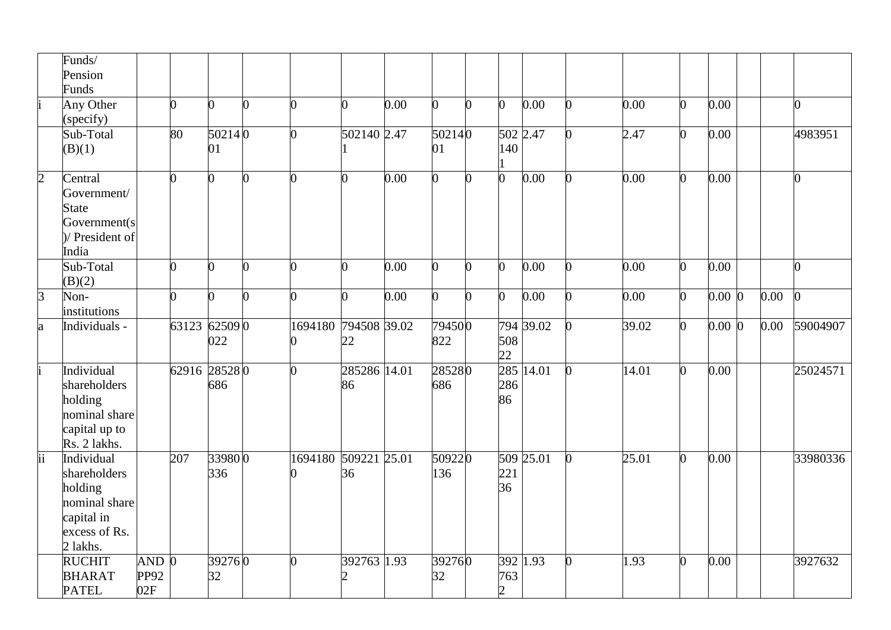| | | | | | | | | | | | | | | | | | | | |
|---|---|---|---|---|---|---|---|---|---|---|---|---|---|---|---|---|---|---|---|
| | Funds/ Pension Funds | | | | | | | | | | | | | | | | | | |
| i | Any Other (specify) | | 0 | 0 | 0 | 0 | 0 | 0.00 | 0 | 0 | 0 | 0.00 | 0 | 0.00 | 0 | 0.00 | | | 0 |
| | Sub-Total (B)(1) | | 80 | 5021401 | 0 | 0 | 5021401 | 2.47 | 5021401 | 0 | 5021401 | 2.47 | 0 | 2.47 | 0 | 0.00 | | | 4983951 |
| 2 | Central Government/ State Government(s)/ President of India | | 0 | 0 | 0 | 0 | 0 | 0.00 | 0 | 0 | 0 | 0.00 | 0 | 0.00 | 0 | 0.00 | | | 0 |
| | Sub-Total (B)(2) | | 0 | 0 | 0 | 0 | 0 | 0.00 | 0 | 0 | 0 | 0.00 | 0 | 0.00 | 0 | 0.00 | | | 0 |
| 3 | Non-institutions | | 0 | 0 | 0 | 0 | 0 | 0.00 | 0 | 0 | 0 | 0.00 | 0 | 0.00 | 0 | 0.00 | 0 | 0.00 | 0 |
| a | Individuals - | | 63123 | 62509022 | 0 | 16941800 | 79450822 | 39.02 | 79450822 | 0 | 79450822 | 39.02 | 0 | 39.02 | 0 | 0.00 | 0 | 0.00 | 59004907 |
| i | Individual shareholders holding nominal share capital up to Rs. 2 lakhs. | | 62916 | 28528686 | 0 | 0 | 28528686 | 14.01 | 28528686 | 0 | 28528686 | 14.01 | 0 | 14.01 | 0 | 0.00 | | | 25024571 |
| ii | Individual shareholders holding nominal share capital in excess of Rs. 2 lakhs. | | 207 | 33980336 | 0 | 16941800 | 50922136 | 25.01 | 50922136 | 0 | 50922136 | 25.01 | 0 | 25.01 | 0 | 0.00 | | | 33980336 |
| | RUCHIT BHARAT PATEL | ANDPP9202F | 0 | 3927632 | 0 | 0 | 3927632 | 1.93 | 3927632 | 0 | 3927632 | 1.93 | 0 | 1.93 | 0 | 0.00 | | | 3927632 |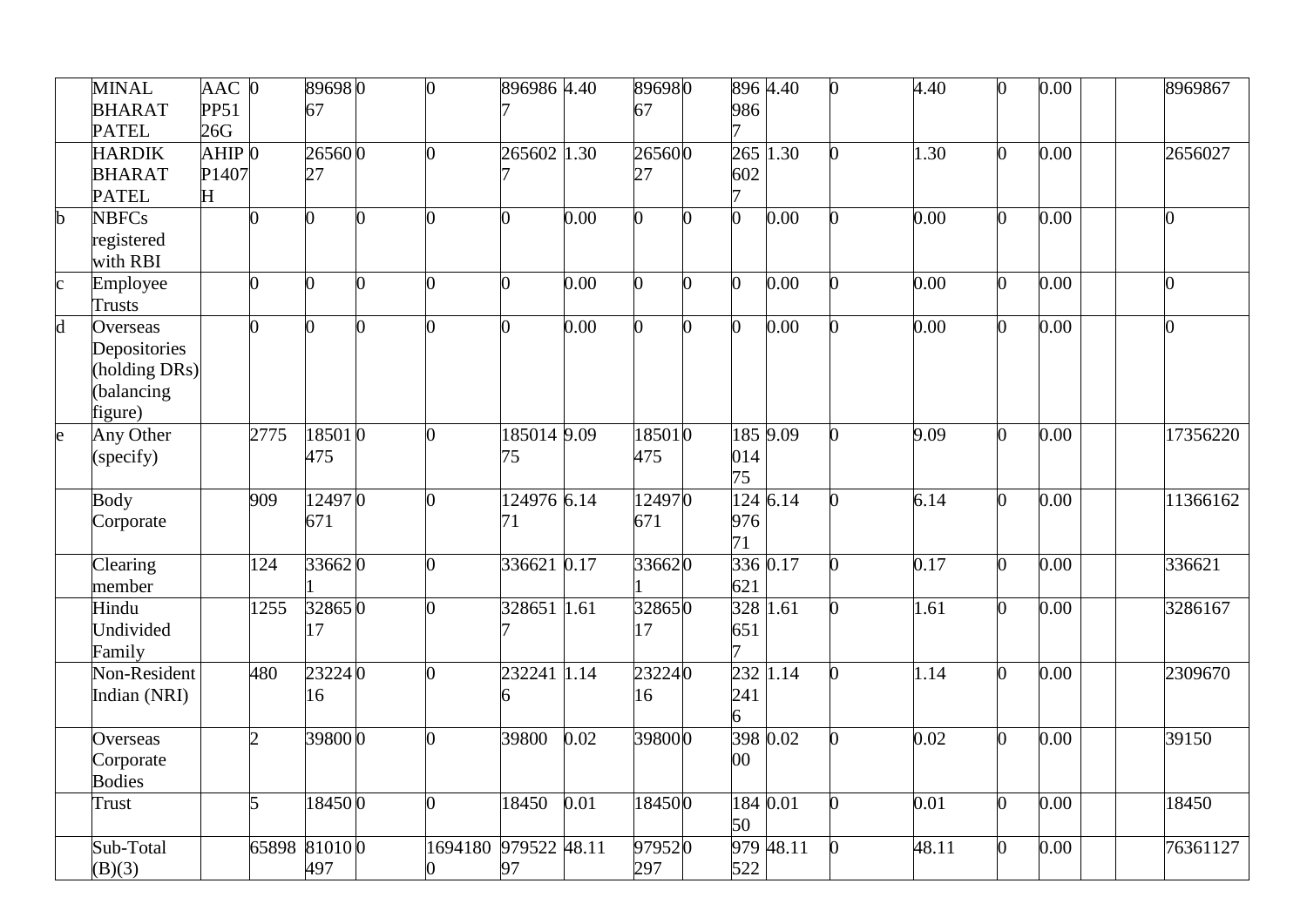| | | | | | | | | | | | | | | | | | | | |
|---|---|---|---|---|---|---|---|---|---|---|---|---|---|---|---|---|---|---|---|
| | MINAL BHARAT PATEL | AACPP5126G | 0 | 8969867 | 0 | 0 | 8969867 | 4.40 | 8969867 | 0 | 8969867 | 4.40 | 0 | 4.40 | 0 | 0.00 | | | 8969867 |
| | HARDIK BHARAT PATEL | AHIPP1407H | 0 | 2656027 | 0 | 0 | 2656027 | 1.30 | 2656027 | 0 | 2656027 | 1.30 | 0 | 1.30 | 0 | 0.00 | | | 2656027 |
| b | NBFCs registered with RBI | | 0 | 0 | 0 | 0 | 0 | 0.00 | 0 | 0 | 0 | 0.00 | 0 | 0.00 | 0 | 0.00 | | | 0 |
| c | Employee Trusts | | 0 | 0 | 0 | 0 | 0 | 0.00 | 0 | 0 | 0 | 0.00 | 0 | 0.00 | 0 | 0.00 | | | 0 |
| d | Overseas Depositories (holding DRs) (balancing figure) | | 0 | 0 | 0 | 0 | 0 | 0.00 | 0 | 0 | 0 | 0.00 | 0 | 0.00 | 0 | 0.00 | | | 0 |
| e | Any Other (specify) | | 2775 | 18501475 | 0 | 0 | 18501475 | 9.09 | 18501475 | 0 | 18501475 | 9.09 | 0 | 9.09 | 0 | 0.00 | | | 17356220 |
| | Body Corporate | | 909 | 12497671 | 0 | 0 | 12497671 | 6.14 | 12497671 | 0 | 12497671 | 6.14 | 0 | 6.14 | 0 | 0.00 | | | 11366162 |
| | Clearing member | | 124 | 336621 | 0 | 0 | 336621 | 0.17 | 336621 | 0 | 336621 | 0.17 | 0 | 0.17 | 0 | 0.00 | | | 336621 |
| | Hindu Undivided Family | | 1255 | 3286517 | 0 | 0 | 3286517 | 1.61 | 3286517 | 0 | 3286517 | 1.61 | 0 | 1.61 | 0 | 0.00 | | | 3286167 |
| | Non-Resident Indian (NRI) | | 480 | 2322416 | 0 | 0 | 2322416 | 1.14 | 2322416 | 0 | 2322416 | 1.14 | 0 | 1.14 | 0 | 0.00 | | | 2309670 |
| | Overseas Corporate Bodies | | 2 | 39800 | 0 | 0 | 39800 | 0.02 | 39800 | 0 | 39800 | 0.02 | 0 | 0.02 | 0 | 0.00 | | | 39150 |
| | Trust | | 5 | 18450 | 0 | 0 | 18450 | 0.01 | 18450 | 0 | 18450 | 0.01 | 0 | 0.01 | 0 | 0.00 | | | 18450 |
| | Sub-Total (B)(3) | | 65898 | 81010497 | 0 | 16941800 | 97952297 | 48.11 | 97952297 | 0 | 979522 | 48.11 | 0 | 48.11 | 0 | 0.00 | | | 76361127 |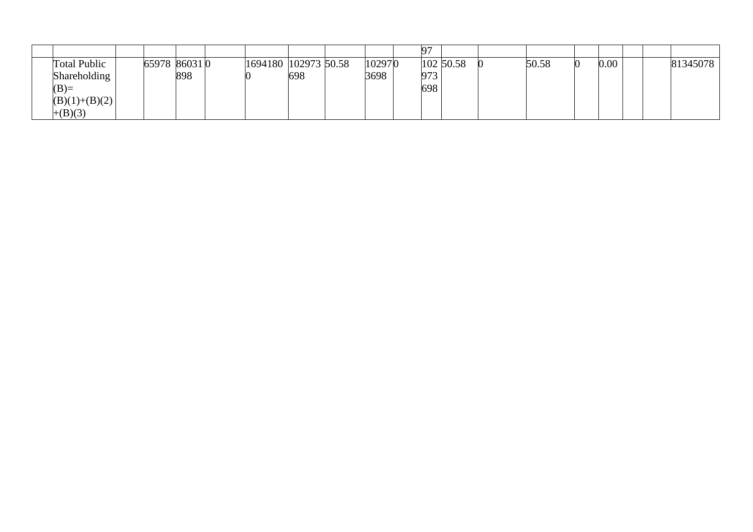| | | | | | | | | | | | | | | | | | | | |
|---|---|---|---|---|---|---|---|---|---|---|---|---|---|---|---|---|---|---|---|
| | | | | | | | | | | | 97 | | | | | | | | |
| | Total Public Shareholding (B)= (B)(1)+(B)(2)+(B)(3) | | 65978 | 86031898 | 0 | 16941800 | 102973698 | 50.58 | 102973698 | 0 | 102973698 | 50.58 | 0 | 50.58 | 0 | 0.00 | | | 81345078 |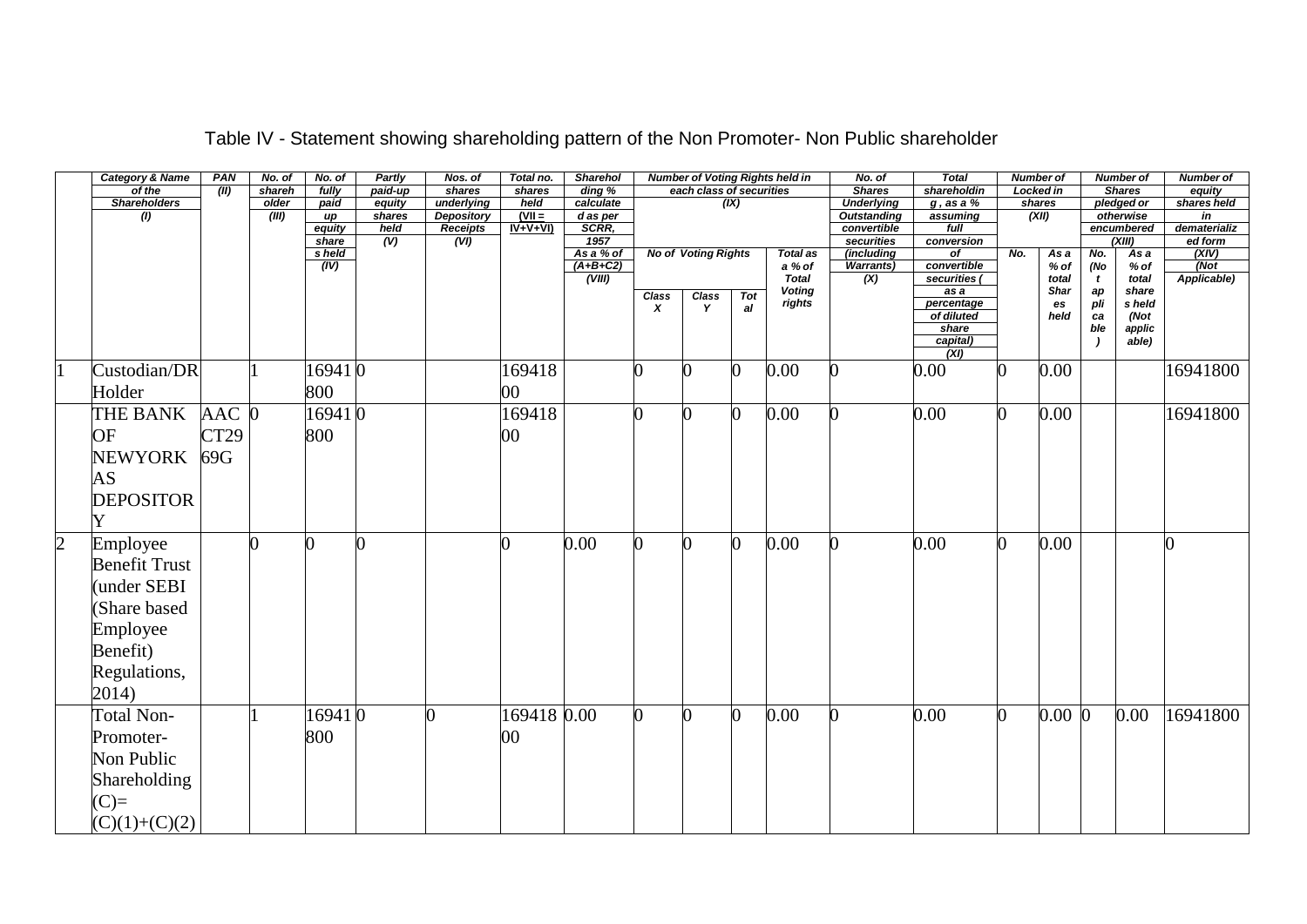## Table IV - Statement showing shareholding pattern of the Non Promoter- Non Public shareholder

| | Category & Name of the Shareholders (I) | PAN (II) | No. of shareholder (III) | No. of fully paid up equity shares held (IV) | Partly paid-up equity shares held (V) | Nos. of shares underlying Depository Receipts (VI) | Total no. shares held (VII = IV+V+VI) | Shareholding % calculated as per SCRR, 1957 As a % of (A+B+C2) (VIII) | Number of Voting Rights held in each class of securities (IX) | | | | No. of Shares Underlying Outstanding convertible securities (including Warrants) (X) | Total shareholding , as a % assuming full conversion of convertible securities ( as a percentage of diluted share capital) (XI) | Number of Locked in shares (XII) | | Number of Shares pledged or otherwise encumbered (XIII) | | Number of equity shares held in dematerialized form (XIV) (Not Applicable) |
|---|---|---|---|---|---|---|---|---|---|---|---|---|---|---|---|---|---|---|---|
| | | | | | | | | | No of Voting Rights | | | Total as a % of Total Voting rights | | | No. | As a % of total Shares held | No. (Not applicable) | As a % of total shares held (Not applicable) | |
| | | | | | | | | | Class X | Class Y | Total | | | | | | | | |
| 1 | Custodian/DR Holder | | 1 | 16941800 | 0 | | 16941800 | | 0 | 0 | 0 | 0.00 | 0 | 0.00 | 0 | 0.00 | | | 16941800 |
| | THE BANK OF NEWYORK AS DEPOSITORY | AACCT2969G | 0 | 16941800 | 0 | | 16941800 | | 0 | 0 | 0 | 0.00 | 0 | 0.00 | 0 | 0.00 | | | 16941800 |
| 2 | Employee Benefit Trust (under SEBI (Share based Employee Benefit) Regulations, 2014) | | 0 | 0 | 0 | | 0 | 0.00 | 0 | 0 | 0 | 0.00 | 0 | 0.00 | 0 | 0.00 | | | 0 |
| | Total Non-Promoter- Non Public Shareholding (C)= (C)(1)+(C)(2) | | 1 | 16941800 | 0 | 0 | 16941800 | 0.00 | 0 | 0 | 0 | 0.00 | 0 | 0.00 | 0 | 0.00 | 0 | 0.00 | 16941800 |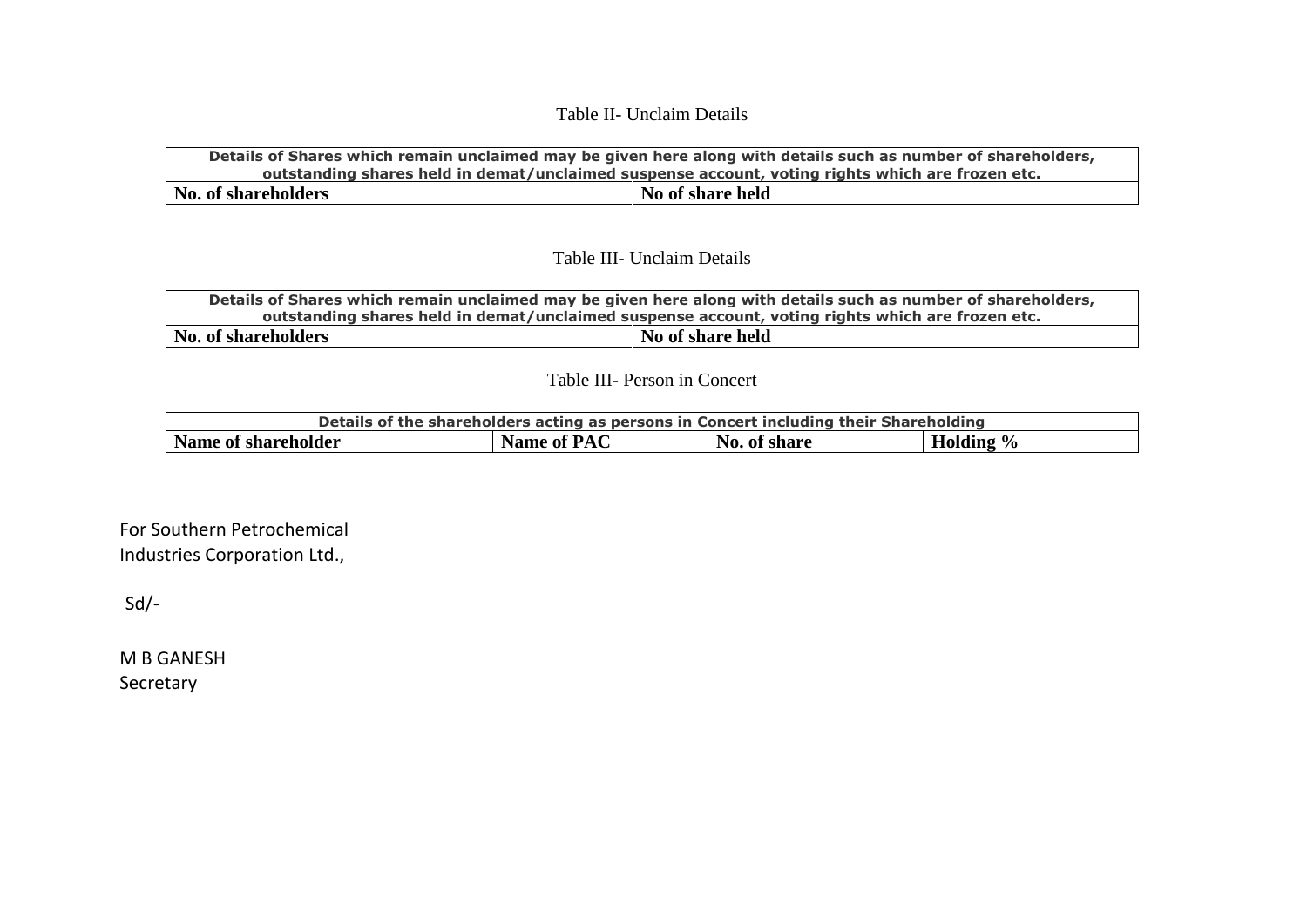Table II- Unclaim Details

| Details of Shares which remain unclaimed may be given here along with details such as number of shareholders, outstanding shares held in demat/unclaimed suspense account, voting rights which are frozen etc. | |
|---|---|
| **No. of shareholders** | **No of share held** |

Table III- Unclaim Details

| Details of Shares which remain unclaimed may be given here along with details such as number of shareholders, outstanding shares held in demat/unclaimed suspense account, voting rights which are frozen etc. | |
|---|---|
| **No. of shareholders** | **No of share held** |

Table III- Person in Concert

| Details of the shareholders acting as persons in Concert including their Shareholding | | | |
|---|---|---|---|
| **Name of shareholder** | **Name of PAC** | **No. of share** | **Holding %** |

For Southern Petrochemical
Industries Corporation Ltd.,

Sd/-

M B GANESH
Secretary